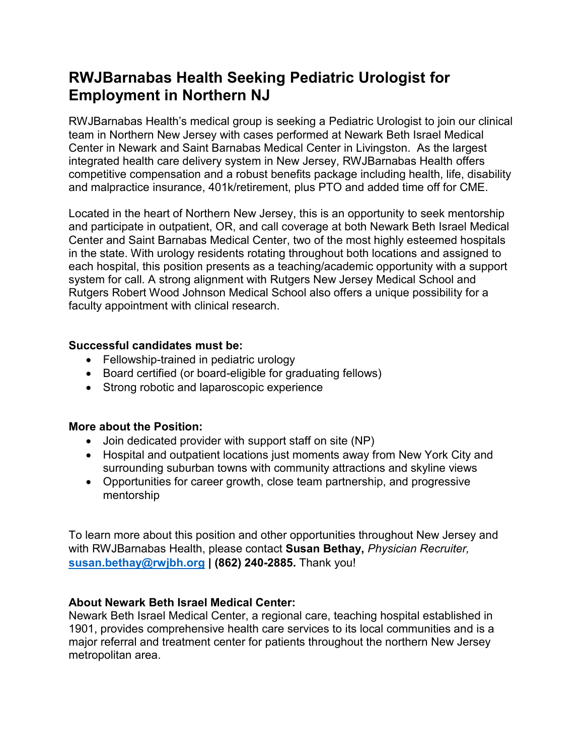# RWJBarnabas Health Seeking Pediatric Urologist for Employment in Northern NJ

RWJBarnabas Health's medical group is seeking a Pediatric Urologist to join our clinical team in Northern New Jersey with cases performed at Newark Beth Israel Medical Center in Newark and Saint Barnabas Medical Center in Livingston. As the largest integrated health care delivery system in New Jersey, RWJBarnabas Health offers competitive compensation and a robust benefits package including health, life, disability and malpractice insurance, 401k/retirement, plus PTO and added time off for CME.

Located in the heart of Northern New Jersey, this is an opportunity to seek mentorship and participate in outpatient, OR, and call coverage at both Newark Beth Israel Medical Center and Saint Barnabas Medical Center, two of the most highly esteemed hospitals in the state. With urology residents rotating throughout both locations and assigned to each hospital, this position presents as a teaching/academic opportunity with a support system for call. A strong alignment with Rutgers New Jersey Medical School and Rutgers Robert Wood Johnson Medical School also offers a unique possibility for a faculty appointment with clinical research.

**Successful candidates must be:**

- Fellowship-trained in pediatric urology
- Board certified (or board-eligible for graduating fellows)
- Strong robotic and laparoscopic experience

**More about the Position:**

- Join dedicated provider with support staff on site (NP)
- Hospital and outpatient locations just moments away from New York City and surrounding suburban towns with community attractions and skyline views
- Opportunities for career growth, close team partnership, and progressive mentorship

To learn more about this position and other opportunities throughout New Jersey and with RWJBarnabas Health, please contact **Susan Bethay,** *Physician Recruiter,* **[susan.bethay@rwjbh.org](mailto:susan.bethay@rwjbh.org) | (862) 240-2885.** Thank you!

**About Newark Beth Israel Medical Center:**
Newark Beth Israel Medical Center, a regional care, teaching hospital established in 1901, provides comprehensive health care services to its local communities and is a major referral and treatment center for patients throughout the northern New Jersey metropolitan area.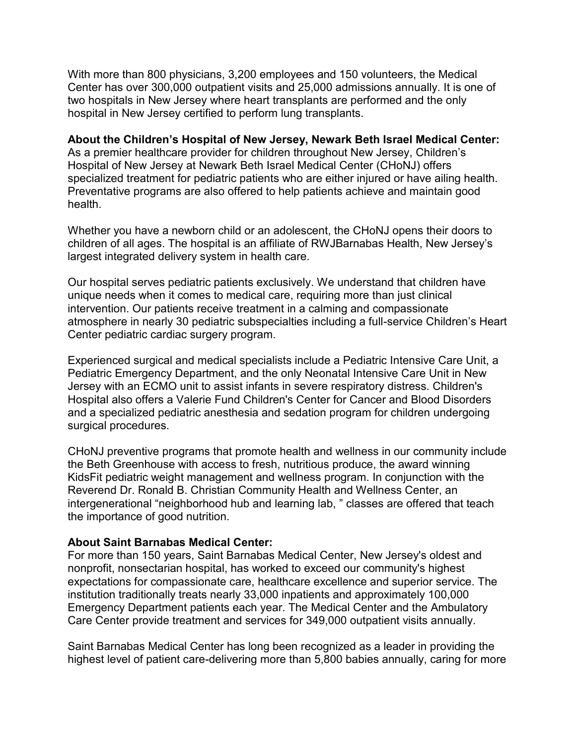With more than 800 physicians, 3,200 employees and 150 volunteers, the Medical Center has over 300,000 outpatient visits and 25,000 admissions annually. It is one of two hospitals in New Jersey where heart transplants are performed and the only hospital in New Jersey certified to perform lung transplants.

**About the Children's Hospital of New Jersey, Newark Beth Israel Medical Center:**
As a premier healthcare provider for children throughout New Jersey, Children's Hospital of New Jersey at Newark Beth Israel Medical Center (CHoNJ) offers specialized treatment for pediatric patients who are either injured or have ailing health. Preventative programs are also offered to help patients achieve and maintain good health.

Whether you have a newborn child or an adolescent, the CHoNJ opens their doors to children of all ages. The hospital is an affiliate of RWJBarnabas Health, New Jersey's largest integrated delivery system in health care.

Our hospital serves pediatric patients exclusively. We understand that children have unique needs when it comes to medical care, requiring more than just clinical intervention. Our patients receive treatment in a calming and compassionate atmosphere in nearly 30 pediatric subspecialties including a full-service Children's Heart Center pediatric cardiac surgery program.

Experienced surgical and medical specialists include a Pediatric Intensive Care Unit, a Pediatric Emergency Department, and the only Neonatal Intensive Care Unit in New Jersey with an ECMO unit to assist infants in severe respiratory distress. Children's Hospital also offers a Valerie Fund Children's Center for Cancer and Blood Disorders and a specialized pediatric anesthesia and sedation program for children undergoing surgical procedures.

CHoNJ preventive programs that promote health and wellness in our community include the Beth Greenhouse with access to fresh, nutritious produce, the award winning KidsFit pediatric weight management and wellness program. In conjunction with the Reverend Dr. Ronald B. Christian Community Health and Wellness Center, an intergenerational "neighborhood hub and learning lab, " classes are offered that teach the importance of good nutrition.

**About Saint Barnabas Medical Center:**
For more than 150 years, Saint Barnabas Medical Center, New Jersey's oldest and nonprofit, nonsectarian hospital, has worked to exceed our community's highest expectations for compassionate care, healthcare excellence and superior service. The institution traditionally treats nearly 33,000 inpatients and approximately 100,000 Emergency Department patients each year. The Medical Center and the Ambulatory Care Center provide treatment and services for 349,000 outpatient visits annually.

Saint Barnabas Medical Center has long been recognized as a leader in providing the highest level of patient care-delivering more than 5,800 babies annually, caring for more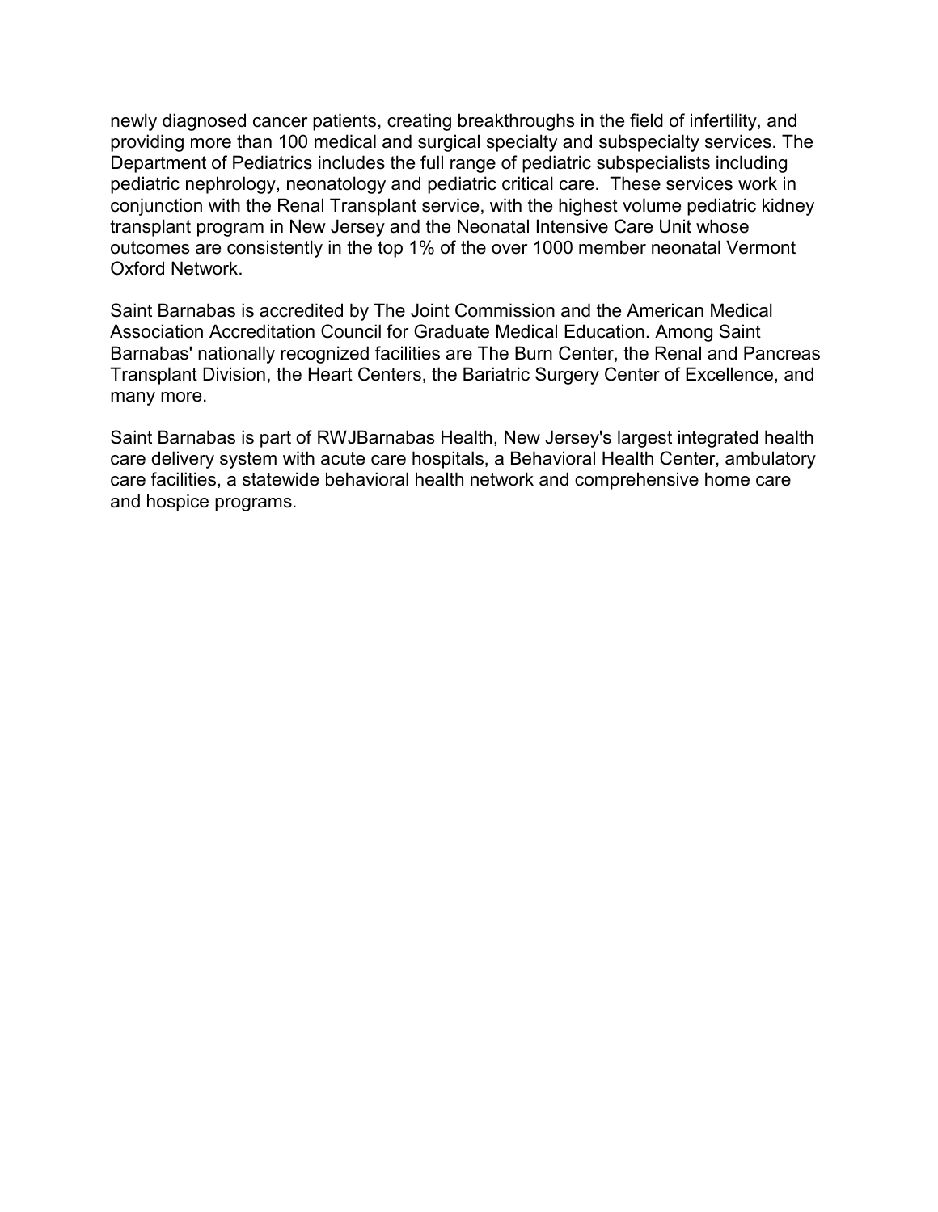newly diagnosed cancer patients, creating breakthroughs in the field of infertility, and providing more than 100 medical and surgical specialty and subspecialty services. The Department of Pediatrics includes the full range of pediatric subspecialists including pediatric nephrology, neonatology and pediatric critical care. These services work in conjunction with the Renal Transplant service, with the highest volume pediatric kidney transplant program in New Jersey and the Neonatal Intensive Care Unit whose outcomes are consistently in the top 1% of the over 1000 member neonatal Vermont Oxford Network.

Saint Barnabas is accredited by The Joint Commission and the American Medical Association Accreditation Council for Graduate Medical Education. Among Saint Barnabas' nationally recognized facilities are The Burn Center, the Renal and Pancreas Transplant Division, the Heart Centers, the Bariatric Surgery Center of Excellence, and many more.

Saint Barnabas is part of RWJBarnabas Health, New Jersey's largest integrated health care delivery system with acute care hospitals, a Behavioral Health Center, ambulatory care facilities, a statewide behavioral health network and comprehensive home care and hospice programs.